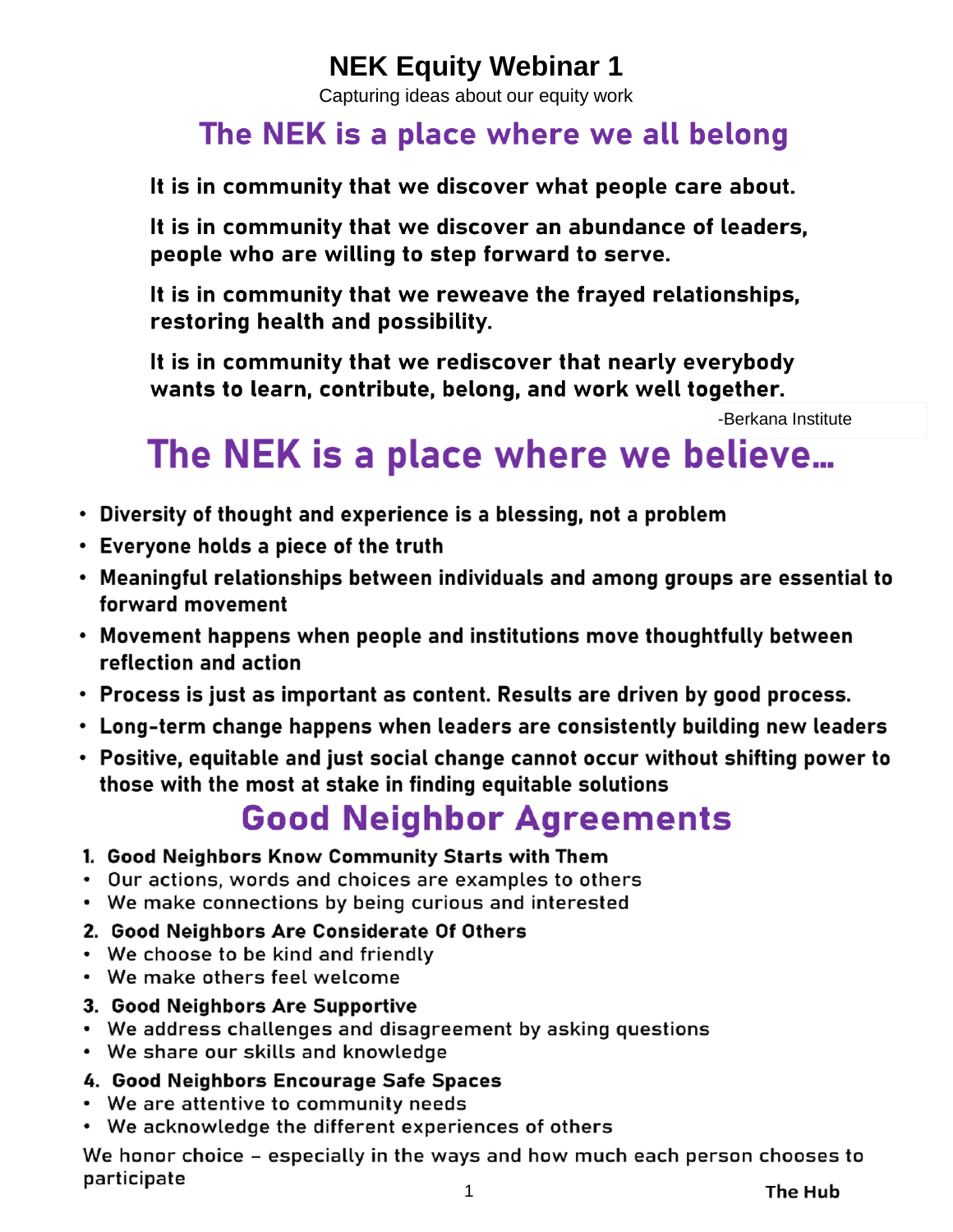# NEK Equity Webinar 1

Capturing ideas about our equity work

## The NEK is a place where we all belong

**It is in community that we discover what people care about.**

**It is in community that we discover an abundance of leaders, people who are willing to step forward to serve.**

**It is in community that we reweave the frayed relationships, restoring health and possibility.**

**It is in community that we rediscover that nearly everybody wants to learn, contribute, belong, and work well together.**

-Berkana Institute

## The NEK is a place where we believe…

- **Diversity of thought and experience is a blessing, not a problem**
- **Everyone holds a piece of the truth**
- **Meaningful relationships between individuals and among groups are essential to forward movement**
- **Movement happens when people and institutions move thoughtfully between reflection and action**
- **Process is just as important as content. Results are driven by good process.**
- **Long-term change happens when leaders are consistently building new leaders**
- **Positive, equitable and just social change cannot occur without shifting power to those with the most at stake in finding equitable solutions**

## Good Neighbor Agreements

1. **Good Neighbors Know Community Starts with Them**
   - Our actions, words and choices are examples to others
   - We make connections by being curious and interested
2. **Good Neighbors Are Considerate Of Others**
   - We choose to be kind and friendly
   - We make others feel welcome
3. **Good Neighbors Are Supportive**
   - We address challenges and disagreement by asking questions
   - We share our skills and knowledge
4. **Good Neighbors Encourage Safe Spaces**
   - We are attentive to community needs
   - We acknowledge the different experiences of others

We honor choice – especially in the ways and how much each person chooses to participate

**The Hub**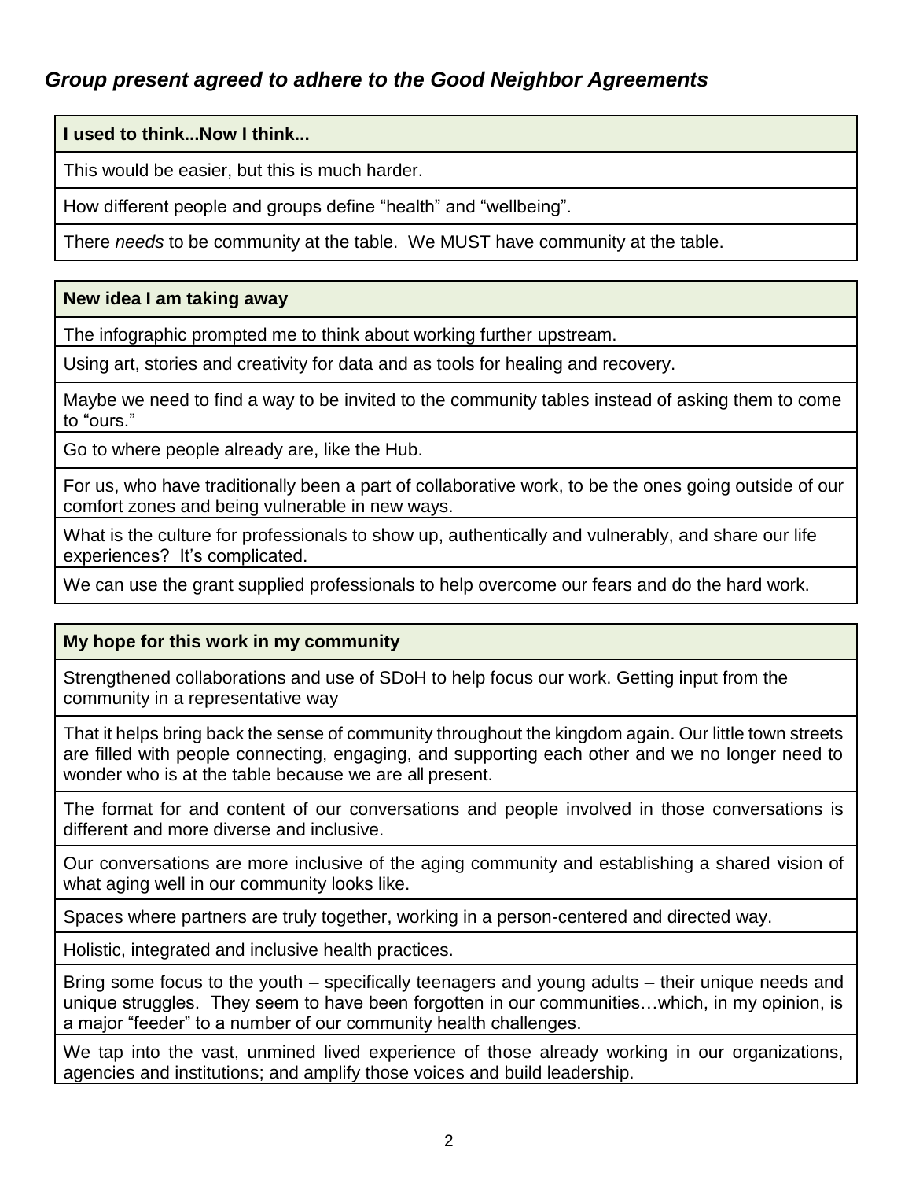## *Group present agreed to adhere to the Good Neighbor Agreements*

| **I used to think...Now I think...** |
| --- |
| This would be easier, but this is much harder. |
| How different people and groups define "health" and "wellbeing". |
| There *needs* to be community at the table. We MUST have community at the table. |

| **New idea I am taking away** |
| --- |
| The infographic prompted me to think about working further upstream. |
| Using art, stories and creativity for data and as tools for healing and recovery. |
| Maybe we need to find a way to be invited to the community tables instead of asking them to come to "ours." |
| Go to where people already are, like the Hub. |
| For us, who have traditionally been a part of collaborative work, to be the ones going outside of our comfort zones and being vulnerable in new ways. |
| What is the culture for professionals to show up, authentically and vulnerably, and share our life experiences? It's complicated. |
| We can use the grant supplied professionals to help overcome our fears and do the hard work. |

| **My hope for this work in my community** |
| --- |
| Strengthened collaborations and use of SDoH to help focus our work. Getting input from the community in a representative way |
| That it helps bring back the sense of community throughout the kingdom again. Our little town streets are filled with people connecting, engaging, and supporting each other and we no longer need to wonder who is at the table because we are all present. |
| The format for and content of our conversations and people involved in those conversations is different and more diverse and inclusive. |
| Our conversations are more inclusive of the aging community and establishing a shared vision of what aging well in our community looks like. |
| Spaces where partners are truly together, working in a person-centered and directed way. |
| Holistic, integrated and inclusive health practices. |
| Bring some focus to the youth – specifically teenagers and young adults – their unique needs and unique struggles. They seem to have been forgotten in our communities…which, in my opinion, is a major "feeder" to a number of our community health challenges. |
| We tap into the vast, unmined lived experience of those already working in our organizations, agencies and institutions; and amplify those voices and build leadership. |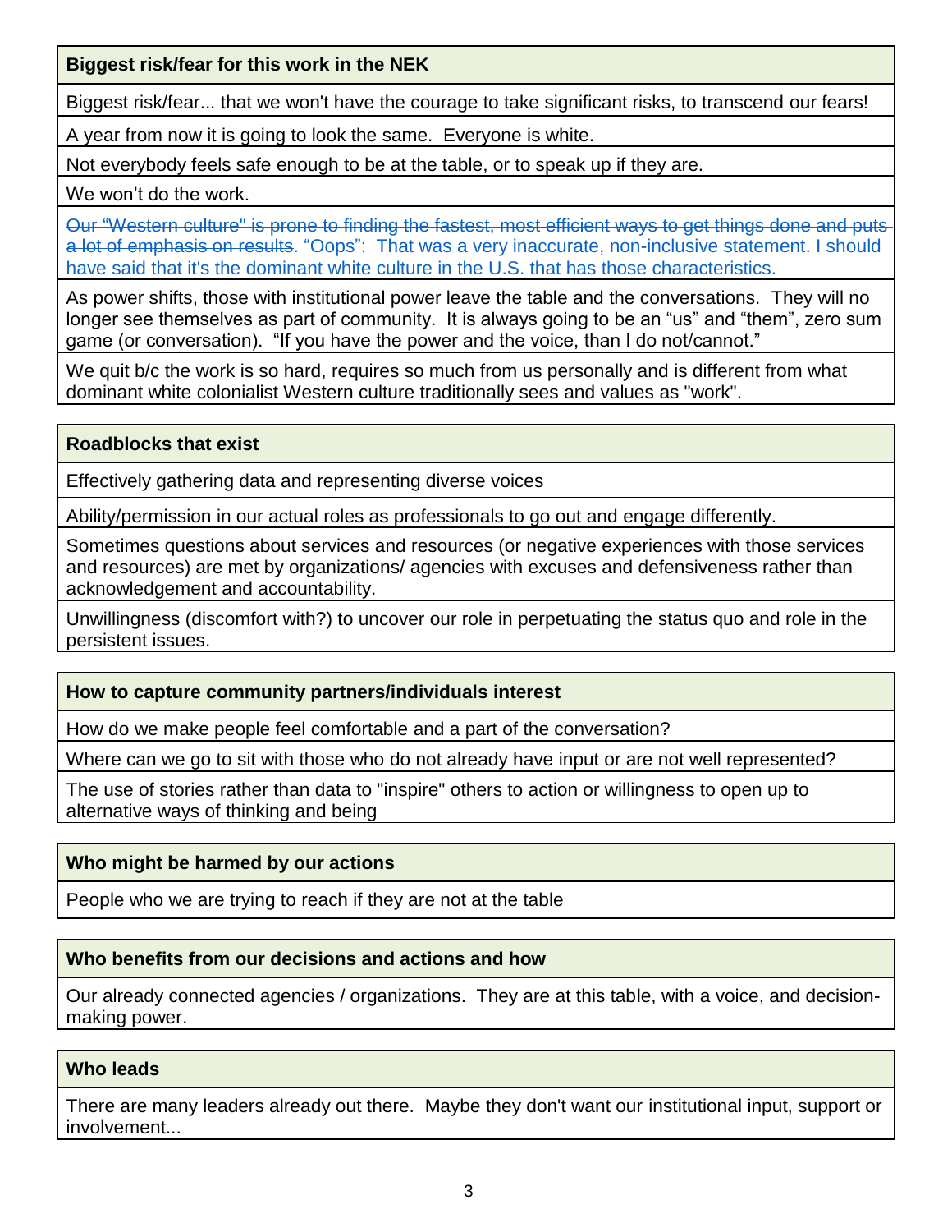| Biggest risk/fear for this work in the NEK |
| --- |
| Biggest risk/fear... that we won't have the courage to take significant risks, to transcend our fears! |
| A year from now it is going to look the same.  Everyone is white. |
| Not everybody feels safe enough to be at the table, or to speak up if they are. |
| We won't do the work. |
| ~~Our "Western culture" is prone to finding the fastest, most efficient ways to get things done and puts a lot of emphasis on results~~. "Oops":  That was a very inaccurate, non-inclusive statement. I should have said that it's the dominant white culture in the U.S. that has those characteristics. |
| As power shifts, those with institutional power leave the table and the conversations.  They will no longer see themselves as part of community.  It is always going to be an "us" and "them", zero sum game (or conversation).  "If you have the power and the voice, than I do not/cannot." |
| We quit b/c the work is so hard, requires so much from us personally and is different from what dominant white colonialist Western culture traditionally sees and values as "work". |

| Roadblocks that exist |
| --- |
| Effectively gathering data and representing diverse voices |
| Ability/permission in our actual roles as professionals to go out and engage differently. |
| Sometimes questions about services and resources (or negative experiences with those services and resources) are met by organizations/ agencies with excuses and defensiveness rather than acknowledgement and accountability. |
| Unwillingness (discomfort with?) to uncover our role in perpetuating the status quo and role in the persistent issues. |

| How to capture community partners/individuals interest |
| --- |
| How do we make people feel comfortable and a part of the conversation? |
| Where can we go to sit with those who do not already have input or are not well represented? |
| The use of stories rather than data to "inspire" others to action or willingness to open up to alternative ways of thinking and being |

| Who might be harmed by our actions |
| --- |
| People who we are trying to reach if they are not at the table |

| Who benefits from our decisions and actions and how |
| --- |
| Our already connected agencies / organizations.  They are at this table, with a voice, and decision-making power. |

| Who leads |
| --- |
| There are many leaders already out there.  Maybe they don't want our institutional input, support or involvement... |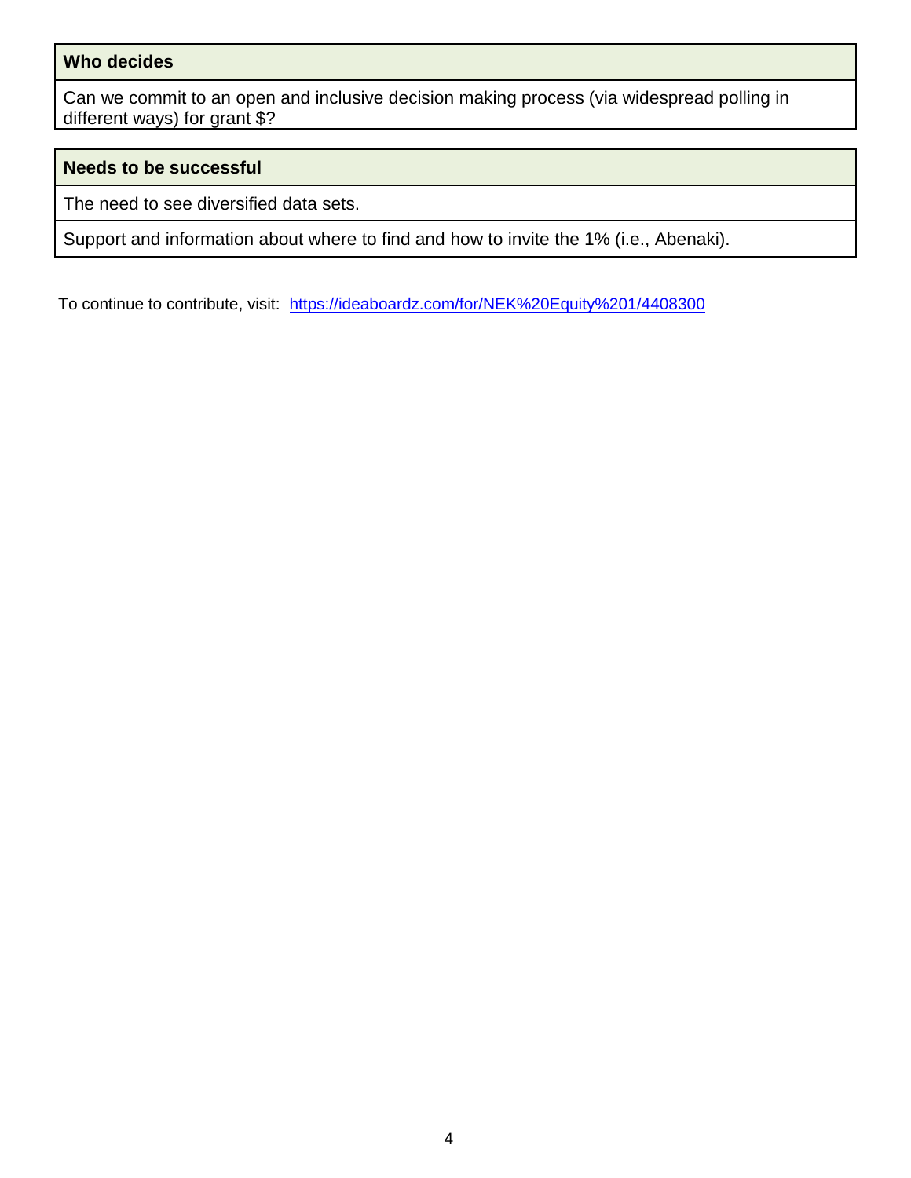| Who decides |
| --- |
| Can we commit to an open and inclusive decision making process (via widespread polling in different ways) for grant $? |

| Needs to be successful |
| --- |
| The need to see diversified data sets. |
| Support and information about where to find and how to invite the 1% (i.e., Abenaki). |

To continue to contribute, visit: https://ideaboardz.com/for/NEK%20Equity%201/4408300